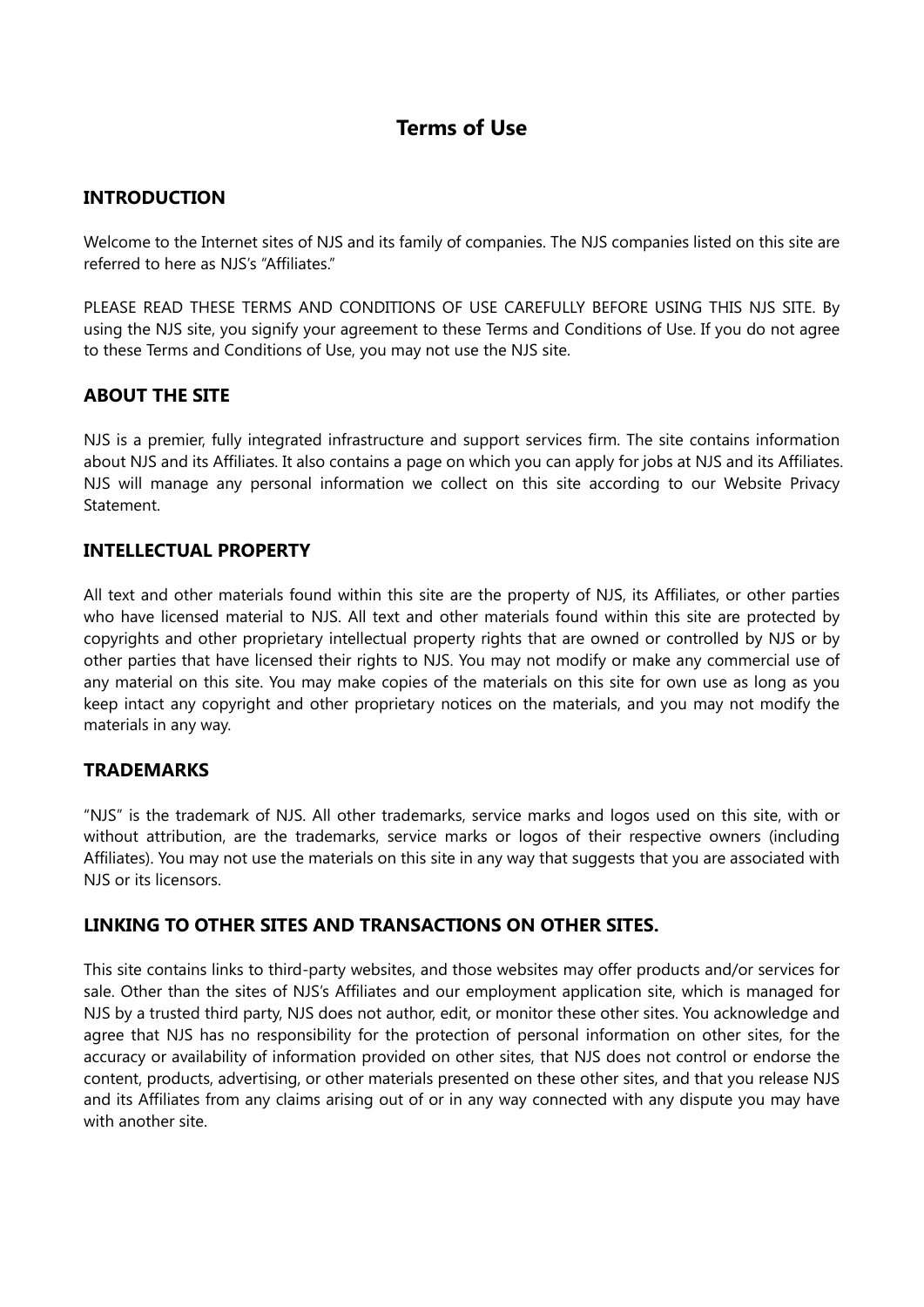# Terms of Use

## INTRODUCTION

Welcome to the Internet sites of NJS and its family of companies. The NJS companies listed on this site are referred to here as NJS's "Affiliates."

PLEASE READ THESE TERMS AND CONDITIONS OF USE CAREFULLY BEFORE USING THIS NJS SITE. By using the NJS site, you signify your agreement to these Terms and Conditions of Use. If you do not agree to these Terms and Conditions of Use, you may not use the NJS site.

## ABOUT THE SITE

NJS is a premier, fully integrated infrastructure and support services firm. The site contains information about NJS and its Affiliates. It also contains a page on which you can apply for jobs at NJS and its Affiliates. NJS will manage any personal information we collect on this site according to our Website Privacy Statement.

## INTELLECTUAL PROPERTY

All text and other materials found within this site are the property of NJS, its Affiliates, or other parties who have licensed material to NJS. All text and other materials found within this site are protected by copyrights and other proprietary intellectual property rights that are owned or controlled by NJS or by other parties that have licensed their rights to NJS. You may not modify or make any commercial use of any material on this site. You may make copies of the materials on this site for own use as long as you keep intact any copyright and other proprietary notices on the materials, and you may not modify the materials in any way.

## TRADEMARKS

"NJS" is the trademark of NJS. All other trademarks, service marks and logos used on this site, with or without attribution, are the trademarks, service marks or logos of their respective owners (including Affiliates). You may not use the materials on this site in any way that suggests that you are associated with NJS or its licensors.

## LINKING TO OTHER SITES AND TRANSACTIONS ON OTHER SITES.

This site contains links to third-party websites, and those websites may offer products and/or services for sale. Other than the sites of NJS's Affiliates and our employment application site, which is managed for NJS by a trusted third party, NJS does not author, edit, or monitor these other sites. You acknowledge and agree that NJS has no responsibility for the protection of personal information on other sites, for the accuracy or availability of information provided on other sites, that NJS does not control or endorse the content, products, advertising, or other materials presented on these other sites, and that you release NJS and its Affiliates from any claims arising out of or in any way connected with any dispute you may have with another site.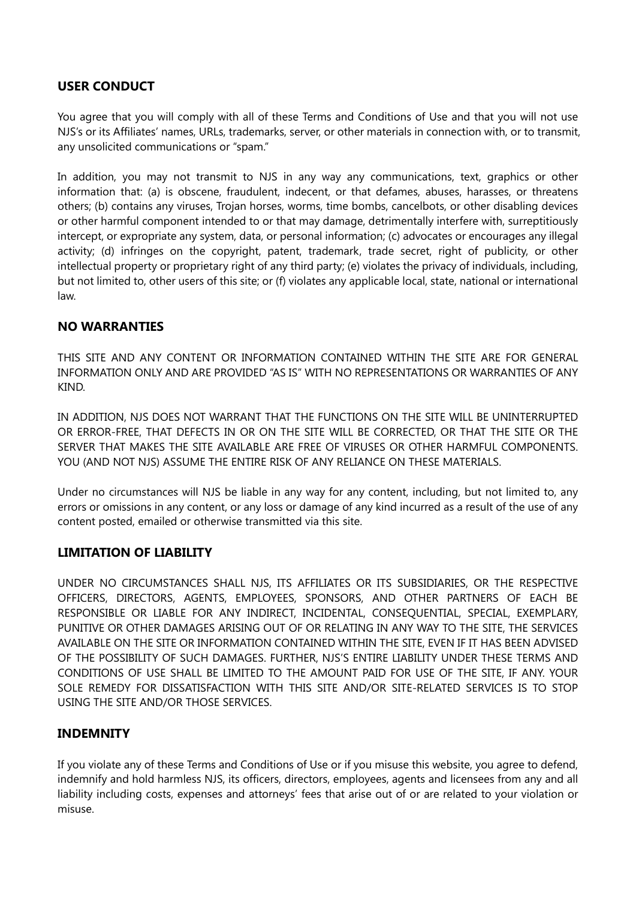## USER CONDUCT

You agree that you will comply with all of these Terms and Conditions of Use and that you will not use NJS's or its Affiliates' names, URLs, trademarks, server, or other materials in connection with, or to transmit, any unsolicited communications or "spam."

In addition, you may not transmit to NJS in any way any communications, text, graphics or other information that: (a) is obscene, fraudulent, indecent, or that defames, abuses, harasses, or threatens others; (b) contains any viruses, Trojan horses, worms, time bombs, cancelbots, or other disabling devices or other harmful component intended to or that may damage, detrimentally interfere with, surreptitiously intercept, or expropriate any system, data, or personal information; (c) advocates or encourages any illegal activity; (d) infringes on the copyright, patent, trademark, trade secret, right of publicity, or other intellectual property or proprietary right of any third party; (e) violates the privacy of individuals, including, but not limited to, other users of this site; or (f) violates any applicable local, state, national or international law.

## NO WARRANTIES

THIS SITE AND ANY CONTENT OR INFORMATION CONTAINED WITHIN THE SITE ARE FOR GENERAL INFORMATION ONLY AND ARE PROVIDED "AS IS" WITH NO REPRESENTATIONS OR WARRANTIES OF ANY KIND.

IN ADDITION, NJS DOES NOT WARRANT THAT THE FUNCTIONS ON THE SITE WILL BE UNINTERRUPTED OR ERROR-FREE, THAT DEFECTS IN OR ON THE SITE WILL BE CORRECTED, OR THAT THE SITE OR THE SERVER THAT MAKES THE SITE AVAILABLE ARE FREE OF VIRUSES OR OTHER HARMFUL COMPONENTS. YOU (AND NOT NJS) ASSUME THE ENTIRE RISK OF ANY RELIANCE ON THESE MATERIALS.

Under no circumstances will NJS be liable in any way for any content, including, but not limited to, any errors or omissions in any content, or any loss or damage of any kind incurred as a result of the use of any content posted, emailed or otherwise transmitted via this site.

## LIMITATION OF LIABILITY

UNDER NO CIRCUMSTANCES SHALL NJS, ITS AFFILIATES OR ITS SUBSIDIARIES, OR THE RESPECTIVE OFFICERS, DIRECTORS, AGENTS, EMPLOYEES, SPONSORS, AND OTHER PARTNERS OF EACH BE RESPONSIBLE OR LIABLE FOR ANY INDIRECT, INCIDENTAL, CONSEQUENTIAL, SPECIAL, EXEMPLARY, PUNITIVE OR OTHER DAMAGES ARISING OUT OF OR RELATING IN ANY WAY TO THE SITE, THE SERVICES AVAILABLE ON THE SITE OR INFORMATION CONTAINED WITHIN THE SITE, EVEN IF IT HAS BEEN ADVISED OF THE POSSIBILITY OF SUCH DAMAGES. FURTHER, NJS'S ENTIRE LIABILITY UNDER THESE TERMS AND CONDITIONS OF USE SHALL BE LIMITED TO THE AMOUNT PAID FOR USE OF THE SITE, IF ANY. YOUR SOLE REMEDY FOR DISSATISFACTION WITH THIS SITE AND/OR SITE-RELATED SERVICES IS TO STOP USING THE SITE AND/OR THOSE SERVICES.

## INDEMNITY

If you violate any of these Terms and Conditions of Use or if you misuse this website, you agree to defend, indemnify and hold harmless NJS, its officers, directors, employees, agents and licensees from any and all liability including costs, expenses and attorneys' fees that arise out of or are related to your violation or misuse.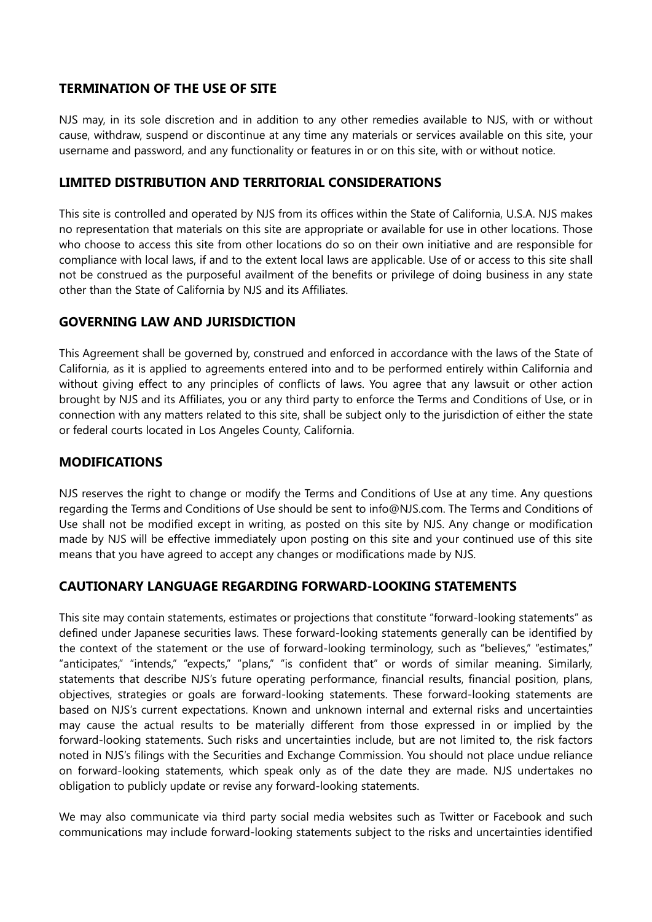## TERMINATION OF THE USE OF SITE

NJS may, in its sole discretion and in addition to any other remedies available to NJS, with or without cause, withdraw, suspend or discontinue at any time any materials or services available on this site, your username and password, and any functionality or features in or on this site, with or without notice.

## LIMITED DISTRIBUTION AND TERRITORIAL CONSIDERATIONS

This site is controlled and operated by NJS from its offices within the State of California, U.S.A. NJS makes no representation that materials on this site are appropriate or available for use in other locations. Those who choose to access this site from other locations do so on their own initiative and are responsible for compliance with local laws, if and to the extent local laws are applicable. Use of or access to this site shall not be construed as the purposeful availment of the benefits or privilege of doing business in any state other than the State of California by NJS and its Affiliates.

## GOVERNING LAW AND JURISDICTION

This Agreement shall be governed by, construed and enforced in accordance with the laws of the State of California, as it is applied to agreements entered into and to be performed entirely within California and without giving effect to any principles of conflicts of laws. You agree that any lawsuit or other action brought by NJS and its Affiliates, you or any third party to enforce the Terms and Conditions of Use, or in connection with any matters related to this site, shall be subject only to the jurisdiction of either the state or federal courts located in Los Angeles County, California.

## MODIFICATIONS

NJS reserves the right to change or modify the Terms and Conditions of Use at any time. Any questions regarding the Terms and Conditions of Use should be sent to info@NJS.com. The Terms and Conditions of Use shall not be modified except in writing, as posted on this site by NJS. Any change or modification made by NJS will be effective immediately upon posting on this site and your continued use of this site means that you have agreed to accept any changes or modifications made by NJS.

## CAUTIONARY LANGUAGE REGARDING FORWARD-LOOKING STATEMENTS

This site may contain statements, estimates or projections that constitute "forward-looking statements" as defined under Japanese securities laws. These forward-looking statements generally can be identified by the context of the statement or the use of forward-looking terminology, such as "believes," "estimates," "anticipates," "intends," "expects," "plans," "is confident that" or words of similar meaning. Similarly, statements that describe NJS's future operating performance, financial results, financial position, plans, objectives, strategies or goals are forward-looking statements. These forward-looking statements are based on NJS's current expectations. Known and unknown internal and external risks and uncertainties may cause the actual results to be materially different from those expressed in or implied by the forward-looking statements. Such risks and uncertainties include, but are not limited to, the risk factors noted in NJS's filings with the Securities and Exchange Commission. You should not place undue reliance on forward-looking statements, which speak only as of the date they are made. NJS undertakes no obligation to publicly update or revise any forward-looking statements.

We may also communicate via third party social media websites such as Twitter or Facebook and such communications may include forward-looking statements subject to the risks and uncertainties identified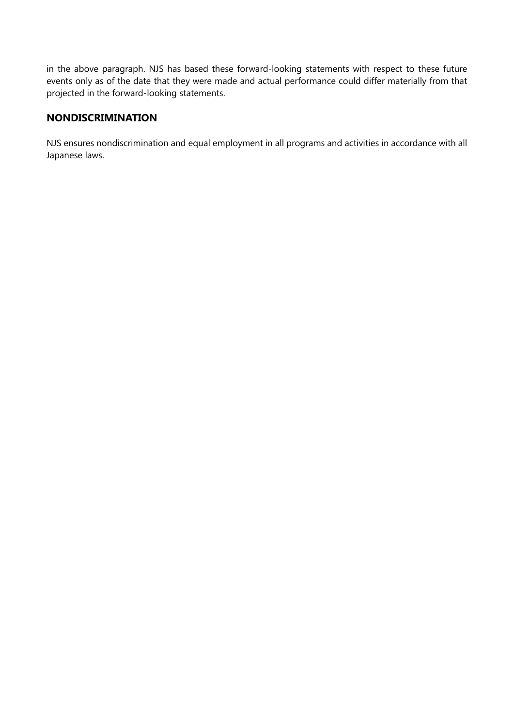in the above paragraph. NJS has based these forward-looking statements with respect to these future events only as of the date that they were made and actual performance could differ materially from that projected in the forward-looking statements.

## NONDISCRIMINATION

NJS ensures nondiscrimination and equal employment in all programs and activities in accordance with all Japanese laws.